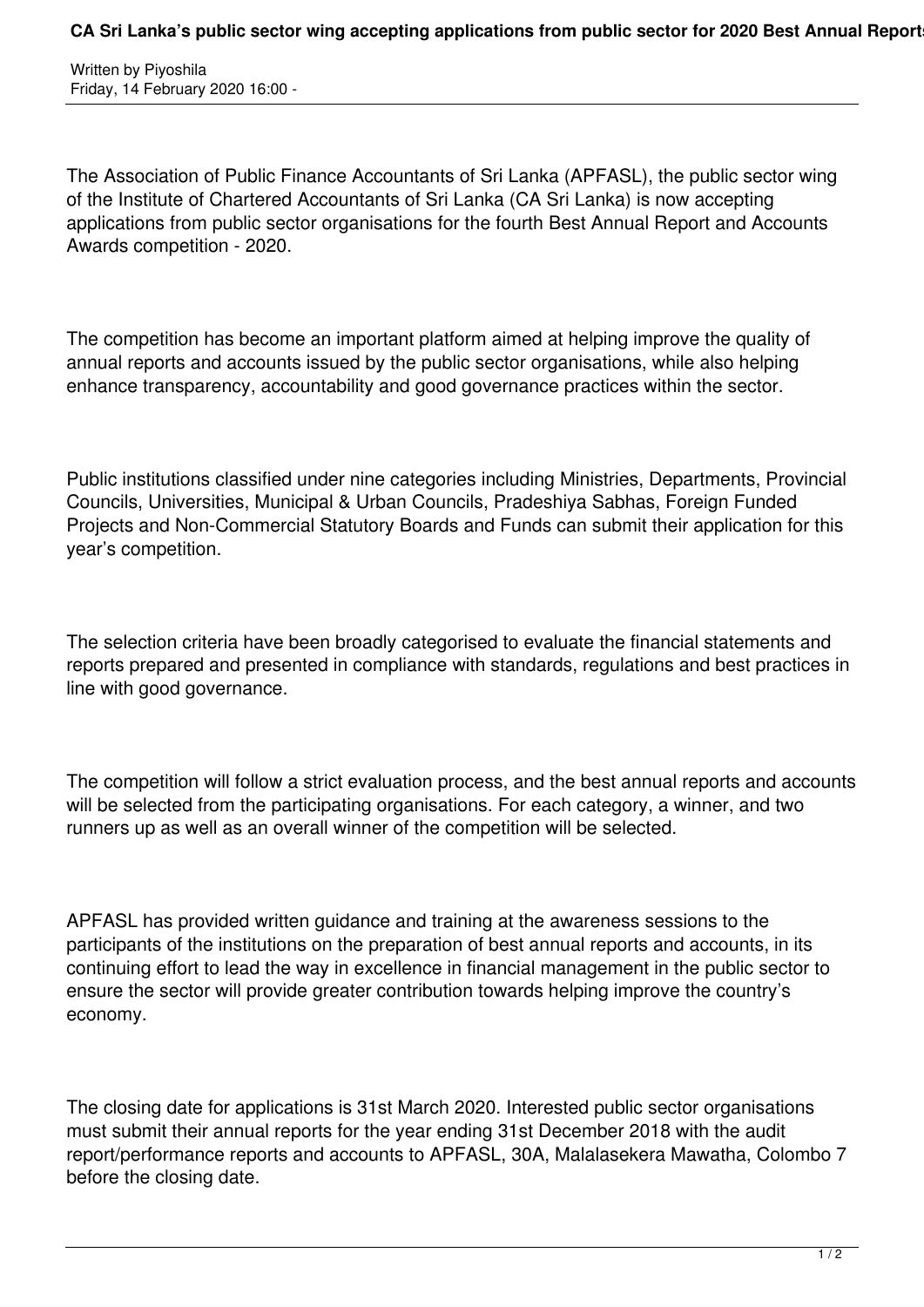# CA Sri Lanka's public sector wing accepting applications from public sector for 2020 Best Annual Reports

Written by Piyoshila
Friday, 14 February 2020 16:00 -

The Association of Public Finance Accountants of Sri Lanka (APFASL), the public sector wing of the Institute of Chartered Accountants of Sri Lanka (CA Sri Lanka) is now accepting applications from public sector organisations for the fourth Best Annual Report and Accounts Awards competition - 2020.

The competition has become an important platform aimed at helping improve the quality of annual reports and accounts issued by the public sector organisations, while also helping enhance transparency, accountability and good governance practices within the sector.

Public institutions classified under nine categories including Ministries, Departments, Provincial Councils, Universities, Municipal & Urban Councils, Pradeshiya Sabhas, Foreign Funded Projects and Non-Commercial Statutory Boards and Funds can submit their application for this year's competition.

The selection criteria have been broadly categorised to evaluate the financial statements and reports prepared and presented in compliance with standards, regulations and best practices in line with good governance.

The competition will follow a strict evaluation process, and the best annual reports and accounts will be selected from the participating organisations. For each category, a winner, and two runners up as well as an overall winner of the competition will be selected.

APFASL has provided written guidance and training at the awareness sessions to the participants of the institutions on the preparation of best annual reports and accounts, in its continuing effort to lead the way in excellence in financial management in the public sector to ensure the sector will provide greater contribution towards helping improve the country's economy.

The closing date for applications is 31st March 2020. Interested public sector organisations must submit their annual reports for the year ending 31st December 2018 with the audit report/performance reports and accounts to APFASL, 30A, Malalasekera Mawatha, Colombo 7 before the closing date.